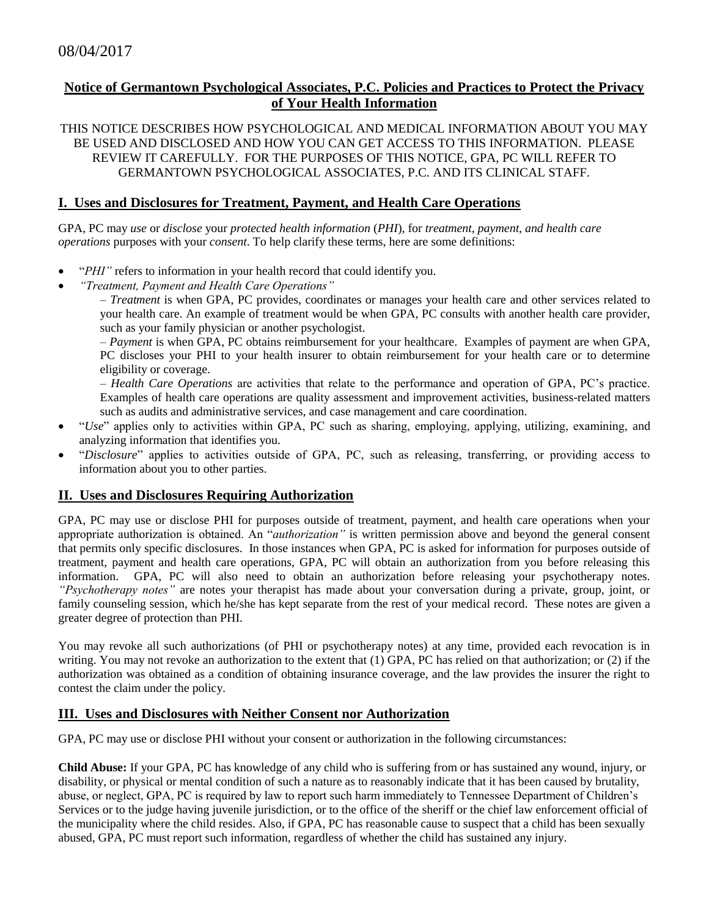08/04/2017

# Notice of Germantown Psychological Associates, P.C. Policies and Practices to Protect the Privacy of Your Health Information

THIS NOTICE DESCRIBES HOW PSYCHOLOGICAL AND MEDICAL INFORMATION ABOUT YOU MAY BE USED AND DISCLOSED AND HOW YOU CAN GET ACCESS TO THIS INFORMATION. PLEASE REVIEW IT CAREFULLY. FOR THE PURPOSES OF THIS NOTICE, GPA, PC WILL REFER TO GERMANTOWN PSYCHOLOGICAL ASSOCIATES, P.C. AND ITS CLINICAL STAFF.

## I. Uses and Disclosures for Treatment, Payment, and Health Care Operations

GPA, PC may *use* or *disclose* your *protected health information* (*PHI*), for *treatment, payment, and health care operations* purposes with your *consent*. To help clarify these terms, here are some definitions:

- "*PHI"* refers to information in your health record that could identify you.
- *"Treatment, Payment and Health Care Operations"*
  – *Treatment* is when GPA, PC provides, coordinates or manages your health care and other services related to your health care. An example of treatment would be when GPA, PC consults with another health care provider, such as your family physician or another psychologist.
  – *Payment* is when GPA, PC obtains reimbursement for your healthcare. Examples of payment are when GPA, PC discloses your PHI to your health insurer to obtain reimbursement for your health care or to determine eligibility or coverage.
  – *Health Care Operations* are activities that relate to the performance and operation of GPA, PC's practice. Examples of health care operations are quality assessment and improvement activities, business-related matters such as audits and administrative services, and case management and care coordination.
- "*Use*" applies only to activities within GPA, PC such as sharing, employing, applying, utilizing, examining, and analyzing information that identifies you.
- "*Disclosure*" applies to activities outside of GPA, PC, such as releasing, transferring, or providing access to information about you to other parties.

## II. Uses and Disclosures Requiring Authorization

GPA, PC may use or disclose PHI for purposes outside of treatment, payment, and health care operations when your appropriate authorization is obtained. An "*authorization"* is written permission above and beyond the general consent that permits only specific disclosures. In those instances when GPA, PC is asked for information for purposes outside of treatment, payment and health care operations, GPA, PC will obtain an authorization from you before releasing this information. GPA, PC will also need to obtain an authorization before releasing your psychotherapy notes. *"Psychotherapy notes"* are notes your therapist has made about your conversation during a private, group, joint, or family counseling session, which he/she has kept separate from the rest of your medical record. These notes are given a greater degree of protection than PHI.

You may revoke all such authorizations (of PHI or psychotherapy notes) at any time, provided each revocation is in writing. You may not revoke an authorization to the extent that (1) GPA, PC has relied on that authorization; or (2) if the authorization was obtained as a condition of obtaining insurance coverage, and the law provides the insurer the right to contest the claim under the policy.

## III. Uses and Disclosures with Neither Consent nor Authorization

GPA, PC may use or disclose PHI without your consent or authorization in the following circumstances:

**Child Abuse:** If your GPA, PC has knowledge of any child who is suffering from or has sustained any wound, injury, or disability, or physical or mental condition of such a nature as to reasonably indicate that it has been caused by brutality, abuse, or neglect, GPA, PC is required by law to report such harm immediately to Tennessee Department of Children's Services or to the judge having juvenile jurisdiction, or to the office of the sheriff or the chief law enforcement official of the municipality where the child resides. Also, if GPA, PC has reasonable cause to suspect that a child has been sexually abused, GPA, PC must report such information, regardless of whether the child has sustained any injury.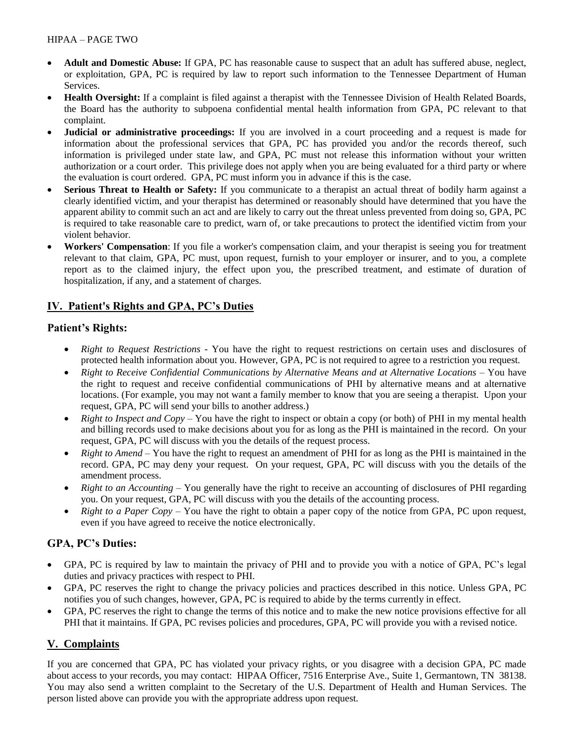- **Adult and Domestic Abuse:** If GPA, PC has reasonable cause to suspect that an adult has suffered abuse, neglect, or exploitation, GPA, PC is required by law to report such information to the Tennessee Department of Human Services.
- **Health Oversight:** If a complaint is filed against a therapist with the Tennessee Division of Health Related Boards, the Board has the authority to subpoena confidential mental health information from GPA, PC relevant to that complaint.
- **Judicial or administrative proceedings:** If you are involved in a court proceeding and a request is made for information about the professional services that GPA, PC has provided you and/or the records thereof, such information is privileged under state law, and GPA, PC must not release this information without your written authorization or a court order. This privilege does not apply when you are being evaluated for a third party or where the evaluation is court ordered. GPA, PC must inform you in advance if this is the case.
- **Serious Threat to Health or Safety:** If you communicate to a therapist an actual threat of bodily harm against a clearly identified victim, and your therapist has determined or reasonably should have determined that you have the apparent ability to commit such an act and are likely to carry out the threat unless prevented from doing so, GPA, PC is required to take reasonable care to predict, warn of, or take precautions to protect the identified victim from your violent behavior.
- **Workers' Compensation**: If you file a worker's compensation claim, and your therapist is seeing you for treatment relevant to that claim, GPA, PC must, upon request, furnish to your employer or insurer, and to you, a complete report as to the claimed injury, the effect upon you, the prescribed treatment, and estimate of duration of hospitalization, if any, and a statement of charges.

## IV. Patient's Rights and GPA, PC's Duties

### Patient's Rights:

- *Right to Request Restrictions* - You have the right to request restrictions on certain uses and disclosures of protected health information about you. However, GPA, PC is not required to agree to a restriction you request.
- *Right to Receive Confidential Communications by Alternative Means and at Alternative Locations* – You have the right to request and receive confidential communications of PHI by alternative means and at alternative locations. (For example, you may not want a family member to know that you are seeing a therapist. Upon your request, GPA, PC will send your bills to another address.)
- *Right to Inspect and Copy* – You have the right to inspect or obtain a copy (or both) of PHI in my mental health and billing records used to make decisions about you for as long as the PHI is maintained in the record. On your request, GPA, PC will discuss with you the details of the request process.
- *Right to Amend* – You have the right to request an amendment of PHI for as long as the PHI is maintained in the record. GPA, PC may deny your request. On your request, GPA, PC will discuss with you the details of the amendment process.
- *Right to an Accounting* – You generally have the right to receive an accounting of disclosures of PHI regarding you. On your request, GPA, PC will discuss with you the details of the accounting process.
- *Right to a Paper Copy* – You have the right to obtain a paper copy of the notice from GPA, PC upon request, even if you have agreed to receive the notice electronically.

### GPA, PC's Duties:

- GPA, PC is required by law to maintain the privacy of PHI and to provide you with a notice of GPA, PC's legal duties and privacy practices with respect to PHI.
- GPA, PC reserves the right to change the privacy policies and practices described in this notice. Unless GPA, PC notifies you of such changes, however, GPA, PC is required to abide by the terms currently in effect.
- GPA, PC reserves the right to change the terms of this notice and to make the new notice provisions effective for all PHI that it maintains. If GPA, PC revises policies and procedures, GPA, PC will provide you with a revised notice.

## V. Complaints

If you are concerned that GPA, PC has violated your privacy rights, or you disagree with a decision GPA, PC made about access to your records, you may contact: HIPAA Officer, 7516 Enterprise Ave., Suite 1, Germantown, TN 38138. You may also send a written complaint to the Secretary of the U.S. Department of Health and Human Services. The person listed above can provide you with the appropriate address upon request.